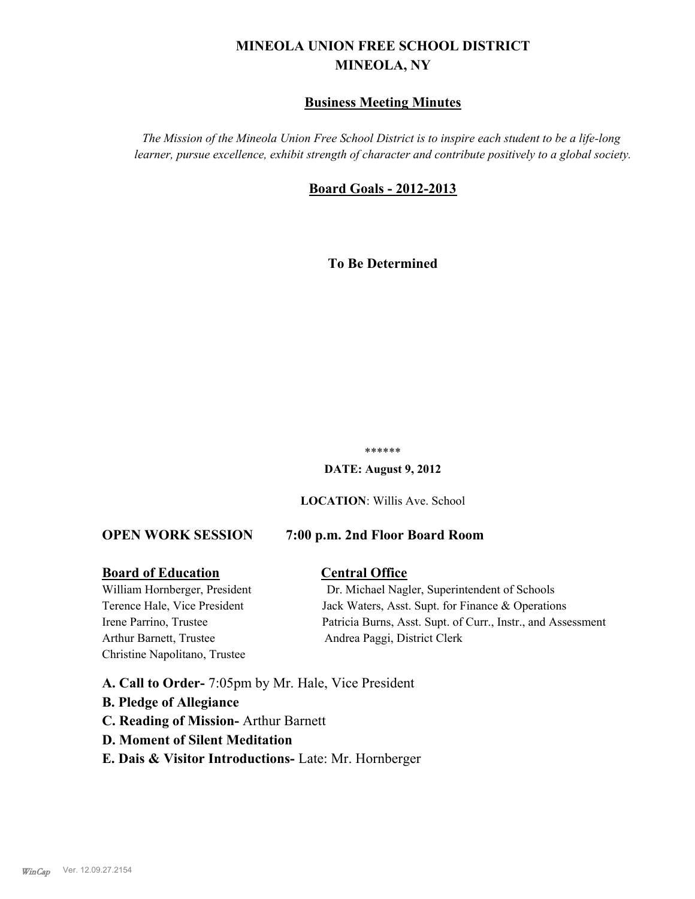# MINEOLA UNION FREE SCHOOL DISTRICT
# MINEOLA, NY

## Business Meeting Minutes

*The Mission of the Mineola Union Free School District is to inspire each student to be a life-long learner, pursue excellence, exhibit strength of character and contribute positively to a global society.*

## Board Goals - 2012-2013

**To Be Determined**

******

**DATE: August 9, 2012**

**LOCATION**: Willis Ave. School

**OPEN WORK SESSION 7:00 p.m. 2nd Floor Board Room**

| Board of Education | Central Office |
| --- | --- |
| William Hornberger, President | Dr. Michael Nagler, Superintendent of Schools |
| Terence Hale, Vice President | Jack Waters, Asst. Supt. for Finance & Operations |
| Irene Parrino, Trustee | Patricia Burns, Asst. Supt. of Curr., Instr., and Assessment |
| Arthur Barnett, Trustee | Andrea Paggi, District Clerk |
| Christine Napolitano, Trustee | |

**A. Call to Order-** 7:05pm by Mr. Hale, Vice President

**B. Pledge of Allegiance**

**C. Reading of Mission-** Arthur Barnett

**D. Moment of Silent Meditation**

**E. Dais & Visitor Introductions-** Late: Mr. Hornberger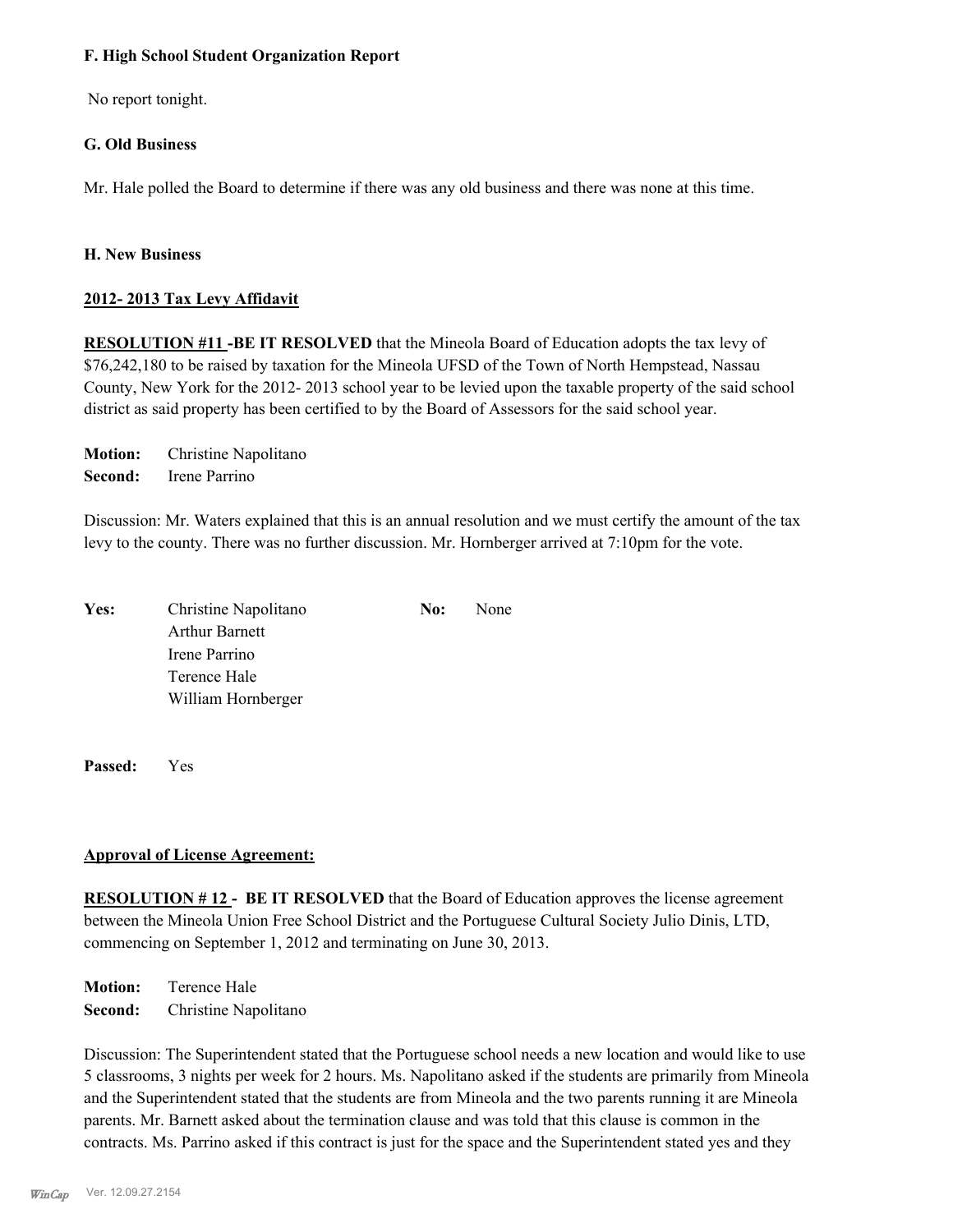**F. High School Student Organization Report**

No report tonight.

**G. Old Business**

Mr. Hale polled the Board to determine if there was any old business and there was none at this time.

**H. New Business**

**2012- 2013 Tax Levy Affidavit**

**RESOLUTION #11 -BE IT RESOLVED** that the Mineola Board of Education adopts the tax levy of $76,242,180 to be raised by taxation for the Mineola UFSD of the Town of North Hempstead, Nassau County, New York for the 2012- 2013 school year to be levied upon the taxable property of the said school district as said property has been certified to by the Board of Assessors for the said school year.

**Motion:** Christine Napolitano
**Second:** Irene Parrino

Discussion: Mr. Waters explained that this is an annual resolution and we must certify the amount of the tax levy to the county. There was no further discussion. Mr. Hornberger arrived at 7:10pm for the vote.

| **Yes:** | | **No:** | |
|---|---|---|---|
| | Christine Napolitano | | None |
| | Arthur Barnett | | |
| | Irene Parrino | | |
| | Terence Hale | | |
| | William Hornberger | | |

**Passed:** Yes

**Approval of License Agreement:**

**RESOLUTION # 12 - BE IT RESOLVED** that the Board of Education approves the license agreement between the Mineola Union Free School District and the Portuguese Cultural Society Julio Dinis, LTD, commencing on September 1, 2012 and terminating on June 30, 2013.

**Motion:** Terence Hale
**Second:** Christine Napolitano

Discussion: The Superintendent stated that the Portuguese school needs a new location and would like to use 5 classrooms, 3 nights per week for 2 hours. Ms. Napolitano asked if the students are primarily from Mineola and the Superintendent stated that the students are from Mineola and the two parents running it are Mineola parents. Mr. Barnett asked about the termination clause and was told that this clause is common in the contracts. Ms. Parrino asked if this contract is just for the space and the Superintendent stated yes and they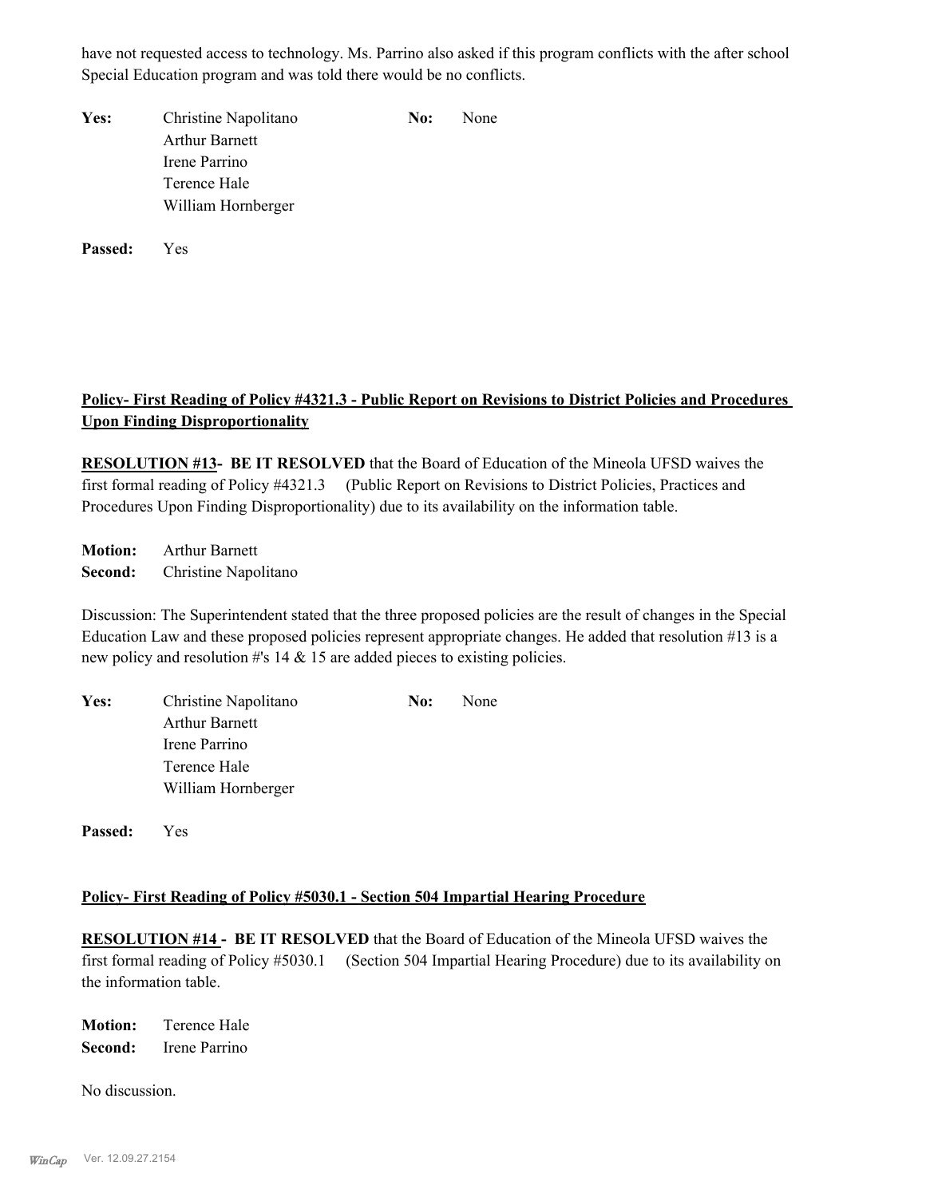have not requested access to technology. Ms. Parrino also asked if this program conflicts with the after school Special Education program and was told there would be no conflicts.

| **Yes:** | Christine Napolitano | **No:** | None |
|---|---|---|---|
| | Arthur Barnett | | |
| | Irene Parrino | | |
| | Terence Hale | | |
| | William Hornberger | | |

**Passed:** Yes

**Policy- First Reading of Policy #4321.3 - Public Report on Revisions to District Policies and Procedures Upon Finding Disproportionality**

**RESOLUTION #13- BE IT RESOLVED** that the Board of Education of the Mineola UFSD waives the first formal reading of Policy #4321.3 (Public Report on Revisions to District Policies, Practices and Procedures Upon Finding Disproportionality) due to its availability on the information table.

**Motion:** Arthur Barnett
**Second:** Christine Napolitano

Discussion: The Superintendent stated that the three proposed policies are the result of changes in the Special Education Law and these proposed policies represent appropriate changes. He added that resolution #13 is a new policy and resolution #'s 14 & 15 are added pieces to existing policies.

| **Yes:** | Christine Napolitano | **No:** | None |
|---|---|---|---|
| | Arthur Barnett | | |
| | Irene Parrino | | |
| | Terence Hale | | |
| | William Hornberger | | |

**Passed:** Yes

**Policy- First Reading of Policy #5030.1 - Section 504 Impartial Hearing Procedure**

**RESOLUTION #14 - BE IT RESOLVED** that the Board of Education of the Mineola UFSD waives the first formal reading of Policy #5030.1 (Section 504 Impartial Hearing Procedure) due to its availability on the information table.

**Motion:** Terence Hale
**Second:** Irene Parrino

No discussion.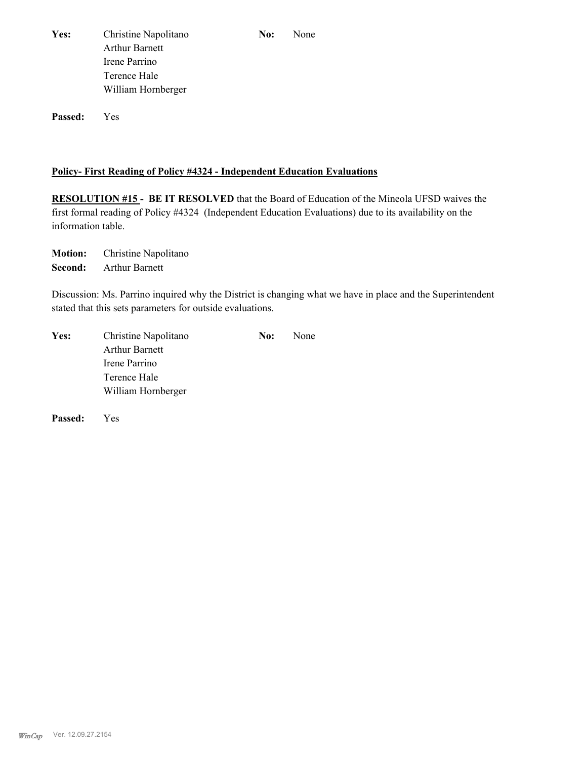**Yes:** Christine Napolitano
Arthur Barnett
Irene Parrino
Terence Hale
William Hornberger

**No:** None

**Passed:** Yes

**Policy- First Reading of Policy #4324 - Independent Education Evaluations**

**RESOLUTION #15 - BE IT RESOLVED** that the Board of Education of the Mineola UFSD waives the first formal reading of Policy #4324 (Independent Education Evaluations) due to its availability on the information table.

**Motion:** Christine Napolitano
**Second:** Arthur Barnett

Discussion: Ms. Parrino inquired why the District is changing what we have in place and the Superintendent stated that this sets parameters for outside evaluations.

**Yes:** Christine Napolitano
Arthur Barnett
Irene Parrino
Terence Hale
William Hornberger

**No:** None

**Passed:** Yes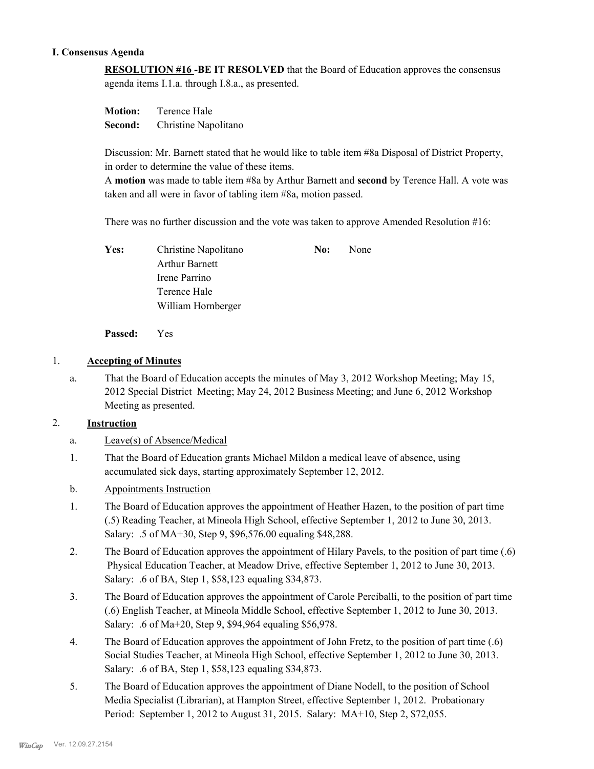### I. Consensus Agenda

**RESOLUTION #16 -BE IT RESOLVED** that the Board of Education approves the consensus agenda items I.1.a. through I.8.a., as presented.

**Motion:** Terence Hale
**Second:** Christine Napolitano

Discussion: Mr. Barnett stated that he would like to table item #8a Disposal of District Property, in order to determine the value of these items.
A **motion** was made to table item #8a by Arthur Barnett and **second** by Terence Hall. A vote was taken and all were in favor of tabling item #8a, motion passed.

There was no further discussion and the vote was taken to approve Amended Resolution #16:

| | | | |
|---|---|---|---|
| **Yes:** | Christine Napolitano | **No:** | None |
| | Arthur Barnett | | |
| | Irene Parrino | | |
| | Terence Hale | | |
| | William Hornberger | | |

**Passed:** Yes

1. **Accepting of Minutes**
   a. That the Board of Education accepts the minutes of May 3, 2012 Workshop Meeting; May 15, 2012 Special District Meeting; May 24, 2012 Business Meeting; and June 6, 2012 Workshop Meeting as presented.

2. **Instruction**
   a. Leave(s) of Absence/Medical
      1. That the Board of Education grants Michael Mildon a medical leave of absence, using accumulated sick days, starting approximately September 12, 2012.

   b. Appointments Instruction
      1. The Board of Education approves the appointment of Heather Hazen, to the position of part time (.5) Reading Teacher, at Mineola High School, effective September 1, 2012 to June 30, 2013. Salary: .5 of MA+30, Step 9, $96,576.00 equaling $48,288.
      2. The Board of Education approves the appointment of Hilary Pavels, to the position of part time (.6) Physical Education Teacher, at Meadow Drive, effective September 1, 2012 to June 30, 2013. Salary: .6 of BA, Step 1, $58,123 equaling $34,873.
      3. The Board of Education approves the appointment of Carole Perciballi, to the position of part time (.6) English Teacher, at Mineola Middle School, effective September 1, 2012 to June 30, 2013. Salary: .6 of Ma+20, Step 9, $94,964 equaling $56,978.
      4. The Board of Education approves the appointment of John Fretz, to the position of part time (.6) Social Studies Teacher, at Mineola High School, effective September 1, 2012 to June 30, 2013. Salary: .6 of BA, Step 1, $58,123 equaling $34,873.
      5. The Board of Education approves the appointment of Diane Nodell, to the position of School Media Specialist (Librarian), at Hampton Street, effective September 1, 2012. Probationary Period: September 1, 2012 to August 31, 2015. Salary: MA+10, Step 2, $72,055.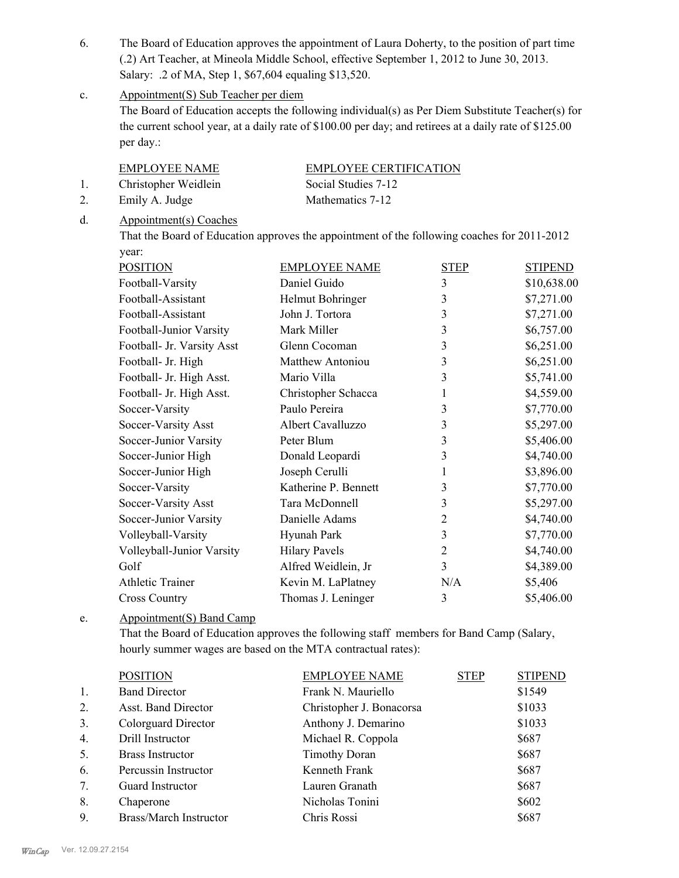6. The Board of Education approves the appointment of Laura Doherty, to the position of part time (.2) Art Teacher, at Mineola Middle School, effective September 1, 2012 to June 30, 2013. Salary: .2 of MA, Step 1, $67,604 equaling $13,520.

c. Appointment(S) Sub Teacher per diem

The Board of Education accepts the following individual(s) as Per Diem Substitute Teacher(s) for the current school year, at a daily rate of $100.00 per day; and retirees at a daily rate of $125.00 per day.:

| | EMPLOYEE NAME | EMPLOYEE CERTIFICATION |
|---|---|---|
| 1. | Christopher Weidlein | Social Studies 7-12 |
| 2. | Emily A. Judge | Mathematics 7-12 |

d. Appointment(s) Coaches

That the Board of Education approves the appointment of the following coaches for 2011-2012 year:

| POSITION | EMPLOYEE NAME | STEP | STIPEND |
|---|---|---|---|
| Football-Varsity | Daniel Guido | 3 | $10,638.00 |
| Football-Assistant | Helmut Bohringer | 3 | $7,271.00 |
| Football-Assistant | John J. Tortora | 3 | $7,271.00 |
| Football-Junior Varsity | Mark Miller | 3 | $6,757.00 |
| Football- Jr. Varsity Asst | Glenn Cocoman | 3 | $6,251.00 |
| Football- Jr. High | Matthew Antoniou | 3 | $6,251.00 |
| Football- Jr. High Asst. | Mario Villa | 3 | $5,741.00 |
| Football- Jr. High Asst. | Christopher Schacca | 1 | $4,559.00 |
| Soccer-Varsity | Paulo Pereira | 3 | $7,770.00 |
| Soccer-Varsity Asst | Albert Cavalluzzo | 3 | $5,297.00 |
| Soccer-Junior Varsity | Peter Blum | 3 | $5,406.00 |
| Soccer-Junior High | Donald Leopardi | 3 | $4,740.00 |
| Soccer-Junior High | Joseph Cerulli | 1 | $3,896.00 |
| Soccer-Varsity | Katherine P. Bennett | 3 | $7,770.00 |
| Soccer-Varsity Asst | Tara McDonnell | 3 | $5,297.00 |
| Soccer-Junior Varsity | Danielle Adams | 2 | $4,740.00 |
| Volleyball-Varsity | Hyunah Park | 3 | $7,770.00 |
| Volleyball-Junior Varsity | Hilary Pavels | 2 | $4,740.00 |
| Golf | Alfred Weidlein, Jr | 3 | $4,389.00 |
| Athletic Trainer | Kevin M. LaPlatney | N/A | $5,406 |
| Cross Country | Thomas J. Leninger | 3 | $5,406.00 |

e. Appointment(S) Band Camp

That the Board of Education approves the following staff members for Band Camp (Salary, hourly summer wages are based on the MTA contractual rates):

| | POSITION | EMPLOYEE NAME | STEP | STIPEND |
|---|---|---|---|---|
| 1. | Band Director | Frank N. Mauriello | | $1549 |
| 2. | Asst. Band Director | Christopher J. Bonacorsa | | $1033 |
| 3. | Colorguard Director | Anthony J. Demarino | | $1033 |
| 4. | Drill Instructor | Michael R. Coppola | | $687 |
| 5. | Brass Instructor | Timothy Doran | | $687 |
| 6. | Percussin Instructor | Kenneth Frank | | $687 |
| 7. | Guard Instructor | Lauren Granath | | $687 |
| 8. | Chaperone | Nicholas Tonini | | $602 |
| 9. | Brass/March Instructor | Chris Rossi | | $687 |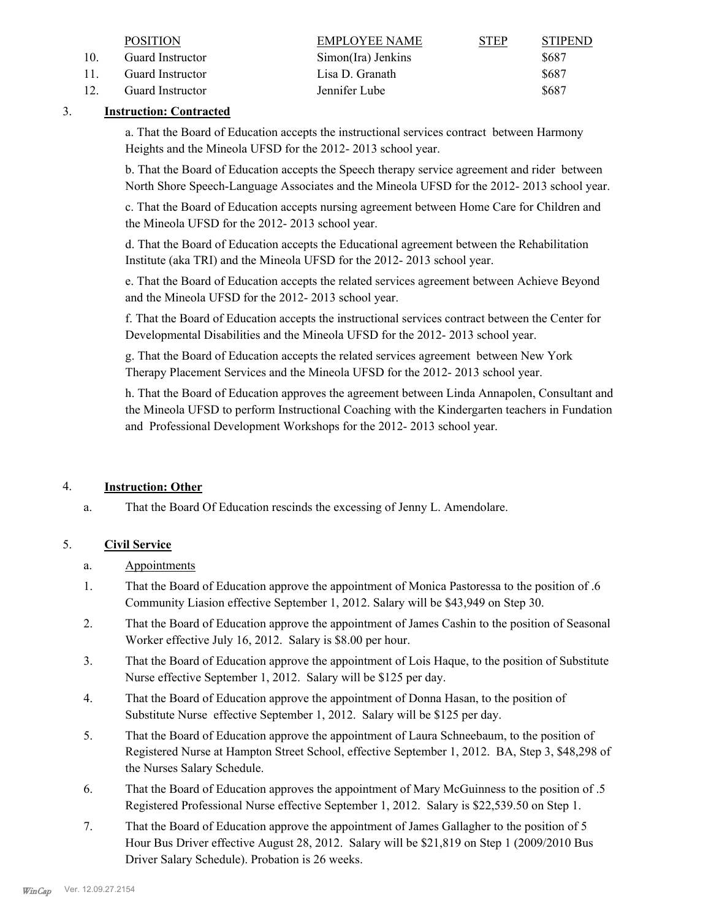| | POSITION | EMPLOYEE NAME | STEP | STIPEND |
|---|---|---|---|---|
| 10. | Guard Instructor | Simon(Ira) Jenkins | | $687 |
| 11. | Guard Instructor | Lisa D. Granath | | $687 |
| 12. | Guard Instructor | Jennifer Lube | | $687 |

3. **Instruction: Contracted**

a. That the Board of Education accepts the instructional services contract between Harmony Heights and the Mineola UFSD for the 2012- 2013 school year.

b. That the Board of Education accepts the Speech therapy service agreement and rider between North Shore Speech-Language Associates and the Mineola UFSD for the 2012- 2013 school year.

c. That the Board of Education accepts nursing agreement between Home Care for Children and the Mineola UFSD for the 2012- 2013 school year.

d. That the Board of Education accepts the Educational agreement between the Rehabilitation Institute (aka TRI) and the Mineola UFSD for the 2012- 2013 school year.

e. That the Board of Education accepts the related services agreement between Achieve Beyond and the Mineola UFSD for the 2012- 2013 school year.

f. That the Board of Education accepts the instructional services contract between the Center for Developmental Disabilities and the Mineola UFSD for the 2012- 2013 school year.

g. That the Board of Education accepts the related services agreement between New York Therapy Placement Services and the Mineola UFSD for the 2012- 2013 school year.

h. That the Board of Education approves the agreement between Linda Annapolen, Consultant and the Mineola UFSD to perform Instructional Coaching with the Kindergarten teachers in Fundation and Professional Development Workshops for the 2012- 2013 school year.

4. **Instruction: Other**

a. That the Board Of Education rescinds the excessing of Jenny L. Amendolare.

5. **Civil Service**

a. Appointments

1. That the Board of Education approve the appointment of Monica Pastoressa to the position of .6 Community Liasion effective September 1, 2012. Salary will be $43,949 on Step 30.
2. That the Board of Education approve the appointment of James Cashin to the position of Seasonal Worker effective July 16, 2012. Salary is $8.00 per hour.
3. That the Board of Education approve the appointment of Lois Haque, to the position of Substitute Nurse effective September 1, 2012. Salary will be $125 per day.
4. That the Board of Education approve the appointment of Donna Hasan, to the position of Substitute Nurse effective September 1, 2012. Salary will be $125 per day.
5. That the Board of Education approve the appointment of Laura Schneebaum, to the position of Registered Nurse at Hampton Street School, effective September 1, 2012. BA, Step 3, $48,298 of the Nurses Salary Schedule.
6. That the Board of Education approves the appointment of Mary McGuinness to the position of .5 Registered Professional Nurse effective September 1, 2012. Salary is $22,539.50 on Step 1.
7. That the Board of Education approve the appointment of James Gallagher to the position of 5 Hour Bus Driver effective August 28, 2012. Salary will be $21,819 on Step 1 (2009/2010 Bus Driver Salary Schedule). Probation is 26 weeks.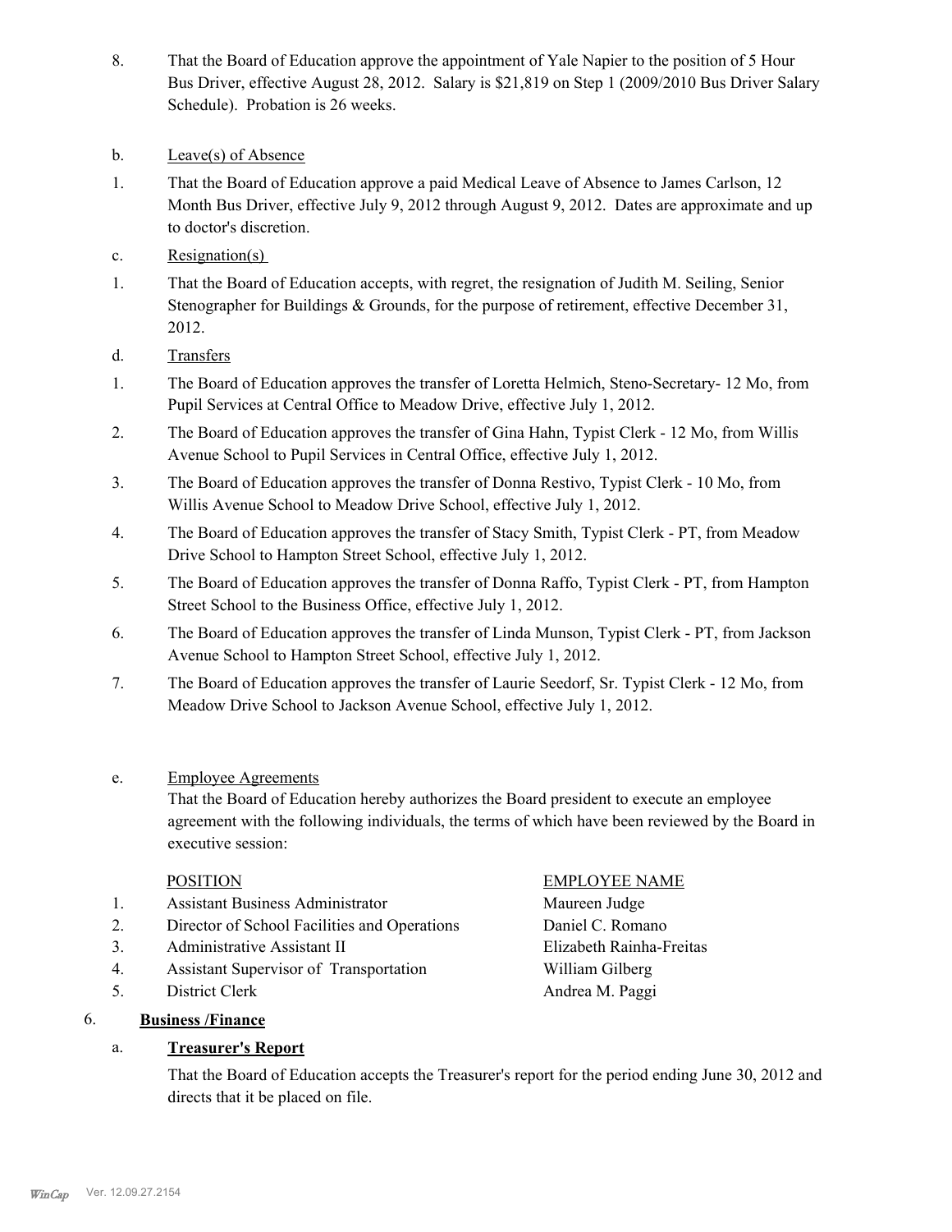8. That the Board of Education approve the appointment of Yale Napier to the position of 5 Hour Bus Driver, effective August 28, 2012. Salary is $21,819 on Step 1 (2009/2010 Bus Driver Salary Schedule). Probation is 26 weeks.

b. Leave(s) of Absence

1. That the Board of Education approve a paid Medical Leave of Absence to James Carlson, 12 Month Bus Driver, effective July 9, 2012 through August 9, 2012. Dates are approximate and up to doctor's discretion.

c. Resignation(s)

1. That the Board of Education accepts, with regret, the resignation of Judith M. Seiling, Senior Stenographer for Buildings & Grounds, for the purpose of retirement, effective December 31, 2012.

d. Transfers

1. The Board of Education approves the transfer of Loretta Helmich, Steno-Secretary- 12 Mo, from Pupil Services at Central Office to Meadow Drive, effective July 1, 2012.
2. The Board of Education approves the transfer of Gina Hahn, Typist Clerk - 12 Mo, from Willis Avenue School to Pupil Services in Central Office, effective July 1, 2012.
3. The Board of Education approves the transfer of Donna Restivo, Typist Clerk - 10 Mo, from Willis Avenue School to Meadow Drive School, effective July 1, 2012.
4. The Board of Education approves the transfer of Stacy Smith, Typist Clerk - PT, from Meadow Drive School to Hampton Street School, effective July 1, 2012.
5. The Board of Education approves the transfer of Donna Raffo, Typist Clerk - PT, from Hampton Street School to the Business Office, effective July 1, 2012.
6. The Board of Education approves the transfer of Linda Munson, Typist Clerk - PT, from Jackson Avenue School to Hampton Street School, effective July 1, 2012.
7. The Board of Education approves the transfer of Laurie Seedorf, Sr. Typist Clerk - 12 Mo, from Meadow Drive School to Jackson Avenue School, effective July 1, 2012.

e. Employee Agreements

That the Board of Education hereby authorizes the Board president to execute an employee agreement with the following individuals, the terms of which have been reviewed by the Board in executive session:

| | POSITION | EMPLOYEE NAME |
|---|---|---|
| 1. | Assistant Business Administrator | Maureen Judge |
| 2. | Director of School Facilities and Operations | Daniel C. Romano |
| 3. | Administrative Assistant II | Elizabeth Rainha-Freitas |
| 4. | Assistant Supervisor of Transportation | William Gilberg |
| 5. | District Clerk | Andrea M. Paggi |

6. **Business /Finance**

a. **Treasurer's Report**

That the Board of Education accepts the Treasurer's report for the period ending June 30, 2012 and directs that it be placed on file.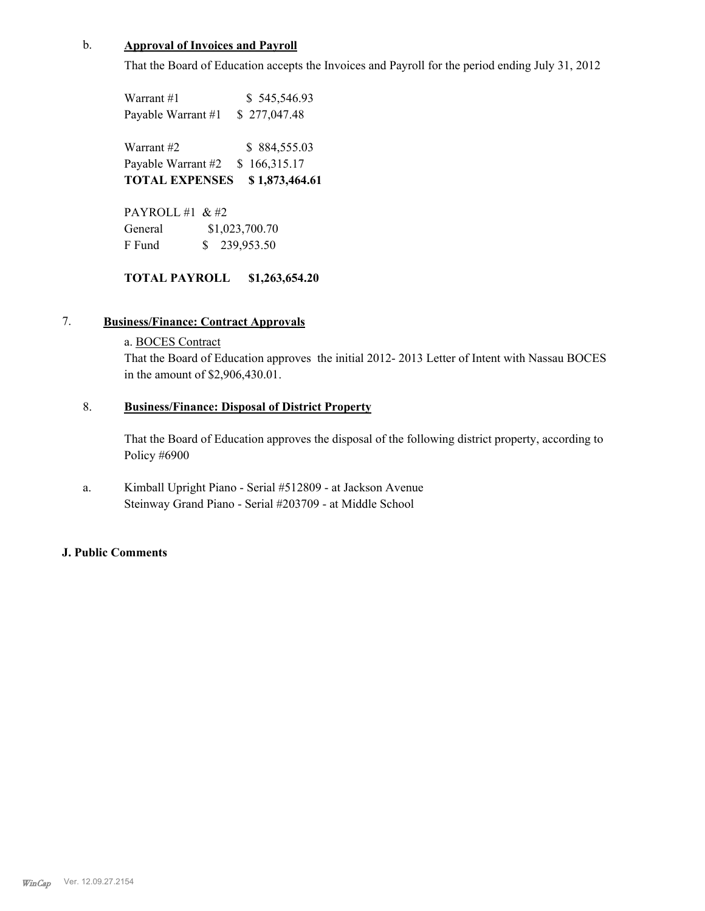b. **Approval of Invoices and Payroll**

That the Board of Education accepts the Invoices and Payroll for the period ending July 31, 2012

| | |
|---|---|
| Warrant #1 | $ 545,546.93 |
| Payable Warrant #1 | $ 277,047.48 |
| Warrant #2 | $ 884,555.03 |
| Payable Warrant #2 | $ 166,315.17 |
| **TOTAL EXPENSES** | **$ 1,873,464.61** |

PAYROLL #1 & #2

| | |
|---|---|
| General | $1,023,700.70 |
| F Fund | $ 239,953.50 |

**TOTAL PAYROLL $1,263,654.20**

7. **Business/Finance: Contract Approvals**

a. BOCES Contract

That the Board of Education approves the initial 2012- 2013 Letter of Intent with Nassau BOCES in the amount of $2,906,430.01.

8. **Business/Finance: Disposal of District Property**

That the Board of Education approves the disposal of the following district property, according to Policy #6900

a. Kimball Upright Piano - Serial #512809 - at Jackson Avenue
Steinway Grand Piano - Serial #203709 - at Middle School

**J. Public Comments**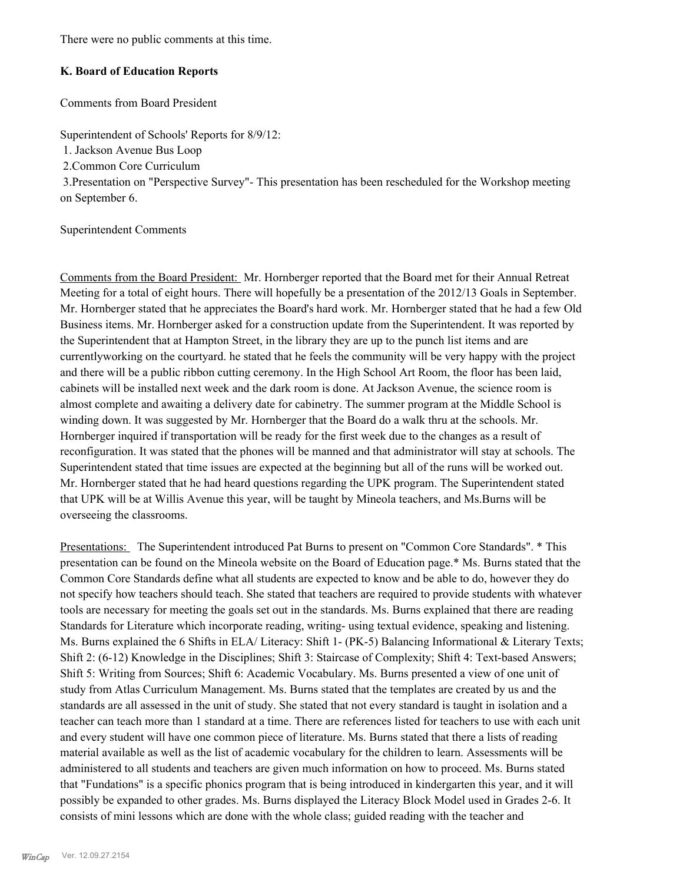There were no public comments at this time.

**K. Board of Education Reports**

Comments from Board President

Superintendent of Schools' Reports for 8/9/12:

1. Jackson Avenue Bus Loop
2. Common Core Curriculum
3. Presentation on "Perspective Survey"- This presentation has been rescheduled for the Workshop meeting on September 6.

Superintendent Comments

Comments from the Board President: Mr. Hornberger reported that the Board met for their Annual Retreat Meeting for a total of eight hours. There will hopefully be a presentation of the 2012/13 Goals in September. Mr. Hornberger stated that he appreciates the Board's hard work. Mr. Hornberger stated that he had a few Old Business items. Mr. Hornberger asked for a construction update from the Superintendent. It was reported by the Superintendent that at Hampton Street, in the library they are up to the punch list items and are currentlyworking on the courtyard. he stated that he feels the community will be very happy with the project and there will be a public ribbon cutting ceremony. In the High School Art Room, the floor has been laid, cabinets will be installed next week and the dark room is done. At Jackson Avenue, the science room is almost complete and awaiting a delivery date for cabinetry. The summer program at the Middle School is winding down. It was suggested by Mr. Hornberger that the Board do a walk thru at the schools. Mr. Hornberger inquired if transportation will be ready for the first week due to the changes as a result of reconfiguration. It was stated that the phones will be manned and that administrator will stay at schools. The Superintendent stated that time issues are expected at the beginning but all of the runs will be worked out. Mr. Hornberger stated that he had heard questions regarding the UPK program. The Superintendent stated that UPK will be at Willis Avenue this year, will be taught by Mineola teachers, and Ms.Burns will be overseeing the classrooms.

Presentations: The Superintendent introduced Pat Burns to present on "Common Core Standards". * This presentation can be found on the Mineola website on the Board of Education page.* Ms. Burns stated that the Common Core Standards define what all students are expected to know and be able to do, however they do not specify how teachers should teach. She stated that teachers are required to provide students with whatever tools are necessary for meeting the goals set out in the standards. Ms. Burns explained that there are reading Standards for Literature which incorporate reading, writing- using textual evidence, speaking and listening. Ms. Burns explained the 6 Shifts in ELA/ Literacy: Shift 1- (PK-5) Balancing Informational & Literary Texts; Shift 2: (6-12) Knowledge in the Disciplines; Shift 3: Staircase of Complexity; Shift 4: Text-based Answers; Shift 5: Writing from Sources; Shift 6: Academic Vocabulary. Ms. Burns presented a view of one unit of study from Atlas Curriculum Management. Ms. Burns stated that the templates are created by us and the standards are all assessed in the unit of study. She stated that not every standard is taught in isolation and a teacher can teach more than 1 standard at a time. There are references listed for teachers to use with each unit and every student will have one common piece of literature. Ms. Burns stated that there a lists of reading material available as well as the list of academic vocabulary for the children to learn. Assessments will be administered to all students and teachers are given much information on how to proceed. Ms. Burns stated that "Fundations" is a specific phonics program that is being introduced in kindergarten this year, and it will possibly be expanded to other grades. Ms. Burns displayed the Literacy Block Model used in Grades 2-6. It consists of mini lessons which are done with the whole class; guided reading with the teacher and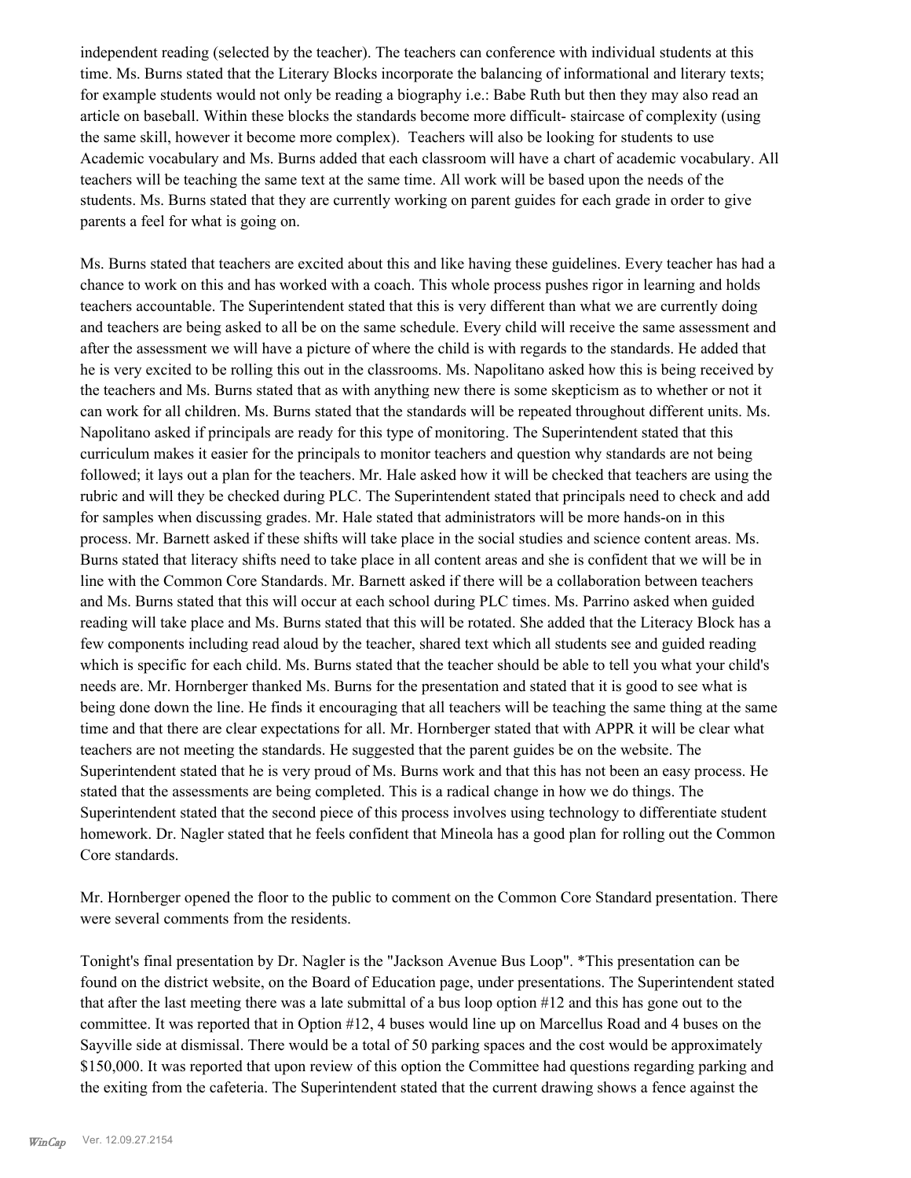independent reading (selected by the teacher). The teachers can conference with individual students at this time. Ms. Burns stated that the Literary Blocks incorporate the balancing of informational and literary texts; for example students would not only be reading a biography i.e.: Babe Ruth but then they may also read an article on baseball. Within these blocks the standards become more difficult- staircase of complexity (using the same skill, however it become more complex). Teachers will also be looking for students to use Academic vocabulary and Ms. Burns added that each classroom will have a chart of academic vocabulary. All teachers will be teaching the same text at the same time. All work will be based upon the needs of the students. Ms. Burns stated that they are currently working on parent guides for each grade in order to give parents a feel for what is going on.

Ms. Burns stated that teachers are excited about this and like having these guidelines. Every teacher has had a chance to work on this and has worked with a coach. This whole process pushes rigor in learning and holds teachers accountable. The Superintendent stated that this is very different than what we are currently doing and teachers are being asked to all be on the same schedule. Every child will receive the same assessment and after the assessment we will have a picture of where the child is with regards to the standards. He added that he is very excited to be rolling this out in the classrooms. Ms. Napolitano asked how this is being received by the teachers and Ms. Burns stated that as with anything new there is some skepticism as to whether or not it can work for all children. Ms. Burns stated that the standards will be repeated throughout different units. Ms. Napolitano asked if principals are ready for this type of monitoring. The Superintendent stated that this curriculum makes it easier for the principals to monitor teachers and question why standards are not being followed; it lays out a plan for the teachers. Mr. Hale asked how it will be checked that teachers are using the rubric and will they be checked during PLC. The Superintendent stated that principals need to check and add for samples when discussing grades. Mr. Hale stated that administrators will be more hands-on in this process. Mr. Barnett asked if these shifts will take place in the social studies and science content areas. Ms. Burns stated that literacy shifts need to take place in all content areas and she is confident that we will be in line with the Common Core Standards. Mr. Barnett asked if there will be a collaboration between teachers and Ms. Burns stated that this will occur at each school during PLC times. Ms. Parrino asked when guided reading will take place and Ms. Burns stated that this will be rotated. She added that the Literacy Block has a few components including read aloud by the teacher, shared text which all students see and guided reading which is specific for each child. Ms. Burns stated that the teacher should be able to tell you what your child's needs are. Mr. Hornberger thanked Ms. Burns for the presentation and stated that it is good to see what is being done down the line. He finds it encouraging that all teachers will be teaching the same thing at the same time and that there are clear expectations for all. Mr. Hornberger stated that with APPR it will be clear what teachers are not meeting the standards. He suggested that the parent guides be on the website. The Superintendent stated that he is very proud of Ms. Burns work and that this has not been an easy process. He stated that the assessments are being completed. This is a radical change in how we do things. The Superintendent stated that the second piece of this process involves using technology to differentiate student homework. Dr. Nagler stated that he feels confident that Mineola has a good plan for rolling out the Common Core standards.

Mr. Hornberger opened the floor to the public to comment on the Common Core Standard presentation. There were several comments from the residents.

Tonight's final presentation by Dr. Nagler is the "Jackson Avenue Bus Loop". *This presentation can be found on the district website, on the Board of Education page, under presentations. The Superintendent stated that after the last meeting there was a late submittal of a bus loop option #12 and this has gone out to the committee. It was reported that in Option #12, 4 buses would line up on Marcellus Road and 4 buses on the Sayville side at dismissal. There would be a total of 50 parking spaces and the cost would be approximately $150,000. It was reported that upon review of this option the Committee had questions regarding parking and the exiting from the cafeteria. The Superintendent stated that the current drawing shows a fence against the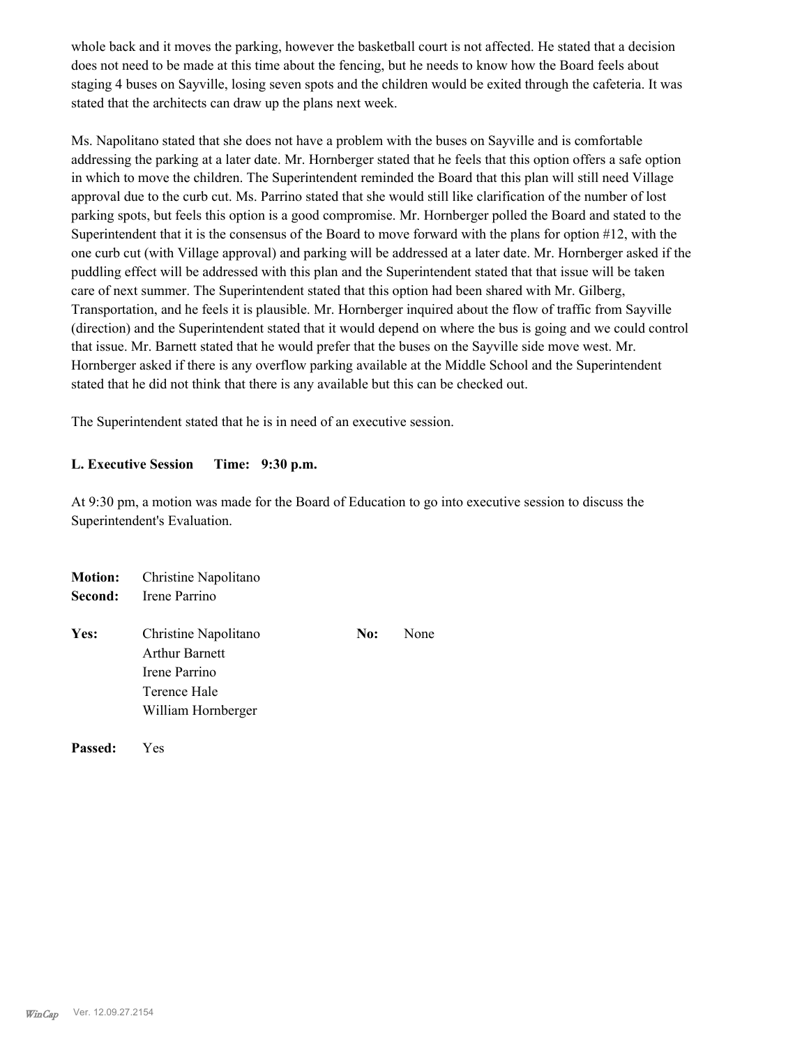whole back and it moves the parking, however the basketball court is not affected. He stated that a decision does not need to be made at this time about the fencing, but he needs to know how the Board feels about staging 4 buses on Sayville, losing seven spots and the children would be exited through the cafeteria. It was stated that the architects can draw up the plans next week.

Ms. Napolitano stated that she does not have a problem with the buses on Sayville and is comfortable addressing the parking at a later date. Mr. Hornberger stated that he feels that this option offers a safe option in which to move the children. The Superintendent reminded the Board that this plan will still need Village approval due to the curb cut. Ms. Parrino stated that she would still like clarification of the number of lost parking spots, but feels this option is a good compromise. Mr. Hornberger polled the Board and stated to the Superintendent that it is the consensus of the Board to move forward with the plans for option #12, with the one curb cut (with Village approval) and parking will be addressed at a later date. Mr. Hornberger asked if the puddling effect will be addressed with this plan and the Superintendent stated that that issue will be taken care of next summer. The Superintendent stated that this option had been shared with Mr. Gilberg, Transportation, and he feels it is plausible. Mr. Hornberger inquired about the flow of traffic from Sayville (direction) and the Superintendent stated that it would depend on where the bus is going and we could control that issue. Mr. Barnett stated that he would prefer that the buses on the Sayville side move west. Mr. Hornberger asked if there is any overflow parking available at the Middle School and the Superintendent stated that he did not think that there is any available but this can be checked out.

The Superintendent stated that he is in need of an executive session.

**L. Executive Session Time: 9:30 p.m.**

At 9:30 pm, a motion was made for the Board of Education to go into executive session to discuss the Superintendent's Evaluation.

**Motion:** Christine Napolitano
**Second:** Irene Parrino

**Yes:** Christine Napolitano
Arthur Barnett
Irene Parrino
Terence Hale
William Hornberger

**No:** None

**Passed:** Yes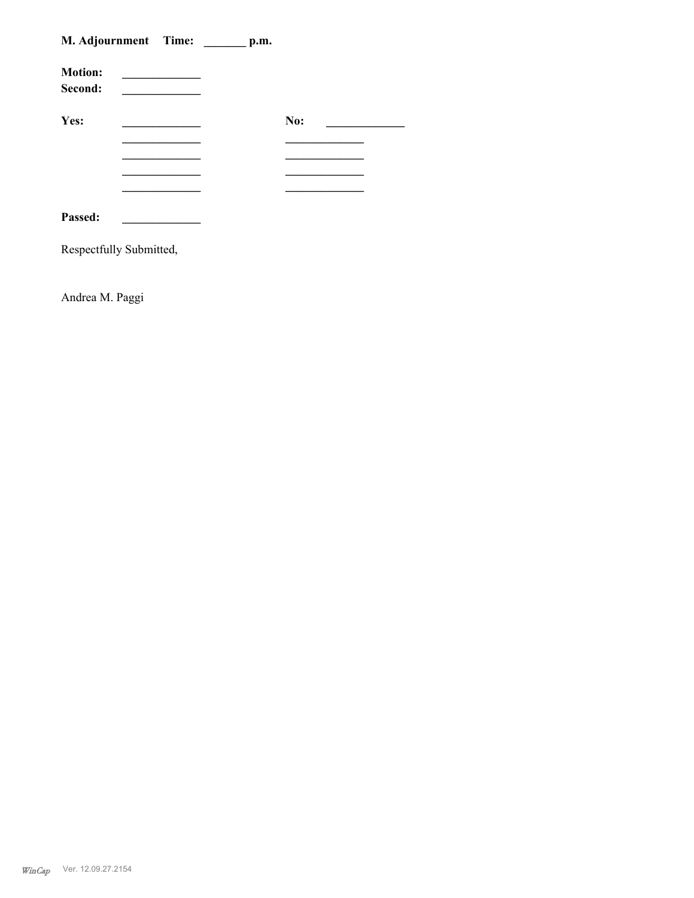**M. Adjournment Time: _______ p.m.**

**Motion:** _____________
**Second:** _____________

**Yes:** _____________ **No:** _____________

_____________ _____________

_____________ _____________

_____________ _____________

_____________ _____________

**Passed:** _____________

Respectfully Submitted,

Andrea M. Paggi